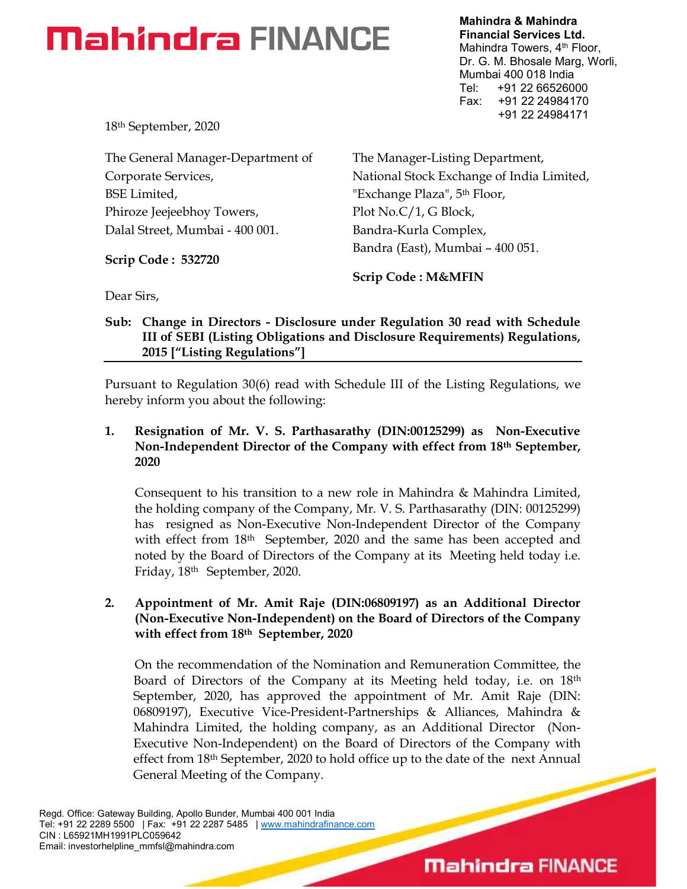**Mahindra & Mahindra Financial Services Ltd.**
Mahindra Towers, 4th Floor,
Dr. G. M. Bhosale Marg, Worli,
Mumbai 400 018 India
Tel: +91 22 66526000
Fax: +91 22 24984170
+91 22 24984171

18th September, 2020

The General Manager-Department of Corporate Services,
BSE Limited,
Phiroze Jeejeebhoy Towers,
Dalal Street, Mumbai - 400 001.

**Scrip Code : 532720**

The Manager-Listing Department,
National Stock Exchange of India Limited,
"Exchange Plaza", 5th Floor,
Plot No.C/1, G Block,
Bandra-Kurla Complex,
Bandra (East), Mumbai – 400 051.

**Scrip Code : M&MFIN**

Dear Sirs,

**Sub: Change in Directors - Disclosure under Regulation 30 read with Schedule III of SEBI (Listing Obligations and Disclosure Requirements) Regulations, 2015 [“Listing Regulations”]**

Pursuant to Regulation 30(6) read with Schedule III of the Listing Regulations, we hereby inform you about the following:

1. **Resignation of Mr. V. S. Parthasarathy (DIN:00125299) as Non-Executive Non-Independent Director of the Company with effect from 18th September, 2020**

   Consequent to his transition to a new role in Mahindra & Mahindra Limited, the holding company of the Company, Mr. V. S. Parthasarathy (DIN: 00125299) has resigned as Non-Executive Non-Independent Director of the Company with effect from 18th September, 2020 and the same has been accepted and noted by the Board of Directors of the Company at its Meeting held today i.e. Friday, 18th September, 2020.

2. **Appointment of Mr. Amit Raje (DIN:06809197) as an Additional Director (Non-Executive Non-Independent) on the Board of Directors of the Company with effect from 18th September, 2020**

   On the recommendation of the Nomination and Remuneration Committee, the Board of Directors of the Company at its Meeting held today, i.e. on 18th September, 2020, has approved the appointment of Mr. Amit Raje (DIN: 06809197), Executive Vice-President-Partnerships & Alliances, Mahindra & Mahindra Limited, the holding company, as an Additional Director (Non-Executive Non-Independent) on the Board of Directors of the Company with effect from 18th September, 2020 to hold office up to the date of the next Annual General Meeting of the Company.

Regd. Office: Gateway Building, Apollo Bunder, Mumbai 400 001 India
Tel: +91 22 2289 5500 | Fax: +91 22 2287 5485 | www.mahindrafinance.com
CIN : L65921MH1991PLC059642
Email: investorhelpline_mmfsl@mahindra.com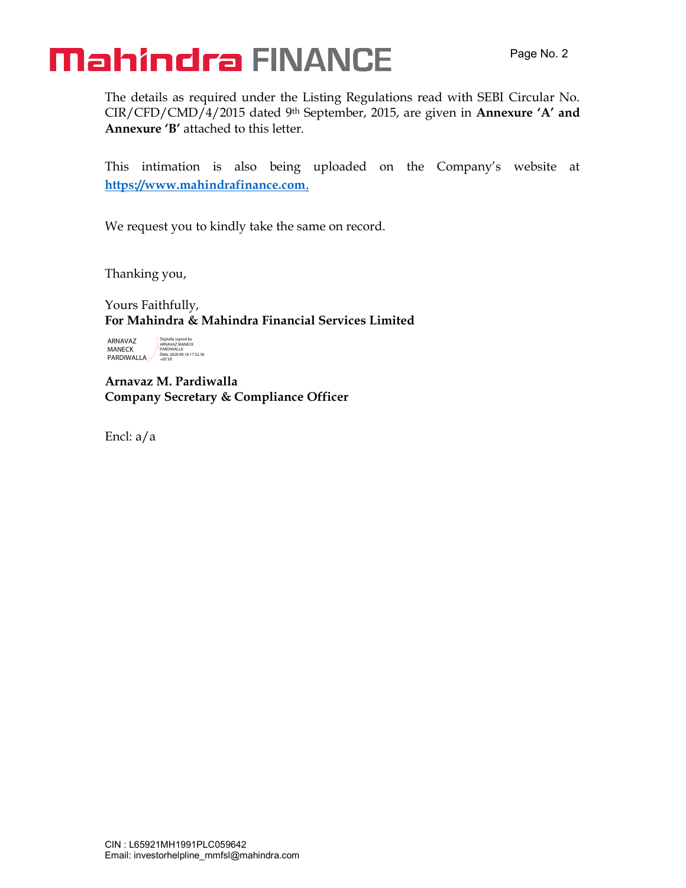The details as required under the Listing Regulations read with SEBI Circular No. CIR/CFD/CMD/4/2015 dated 9th September, 2015, are given in **Annexure 'A' and Annexure 'B'** attached to this letter.

This intimation is also being uploaded on the Company's website at [https://www.mahindrafinance.com](https://www.mahindrafinance.com).

We request you to kindly take the same on record.

Thanking you,

Yours Faithfully,
**For Mahindra & Mahindra Financial Services Limited**

ARNAVAZ MANECK PARDIWALLA
Digitally signed by ARNAVAZ MANECK PARDIWALLA
Date: 2020.09.18 17:52:38 +05'30'

**Arnavaz M. Pardiwalla**
**Company Secretary & Compliance Officer**

Encl: a/a

CIN : L65921MH1991PLC059642
Email: investorhelpline_mmfsl@mahindra.com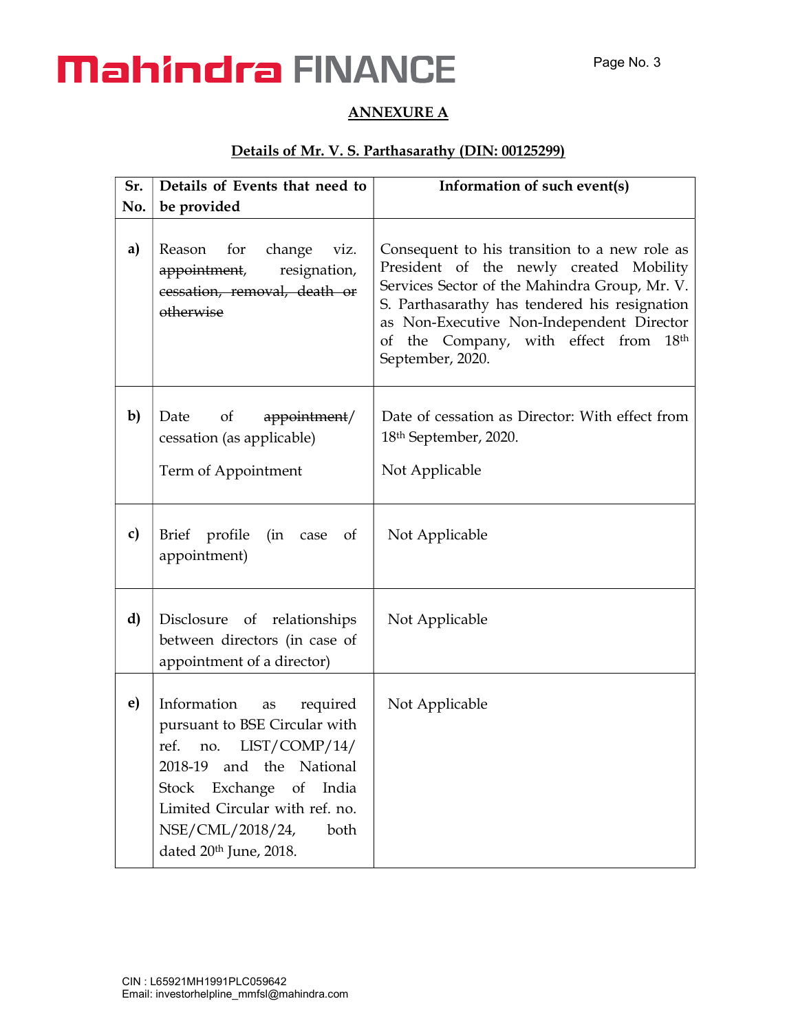## ANNEXURE A

### Details of Mr. V. S. Parthasarathy (DIN: 00125299)

| Sr. No. | Details of Events that need to be provided | Information of such event(s) |
|---|---|---|
| a) | Reason for change viz. ~~appointment~~, resignation, ~~cessation, removal, death or otherwise~~ | Consequent to his transition to a new role as President of the newly created Mobility Services Sector of the Mahindra Group, Mr. V. S. Parthasarathy has tendered his resignation as Non-Executive Non-Independent Director of the Company, with effect from 18th September, 2020. |
| b) | Date of ~~appointment~~/ cessation (as applicable)<br><br>Term of Appointment | Date of cessation as Director: With effect from 18th September, 2020.<br><br>Not Applicable |
| c) | Brief profile (in case of appointment) | Not Applicable |
| d) | Disclosure of relationships between directors (in case of appointment of a director) | Not Applicable |
| e) | Information as required pursuant to BSE Circular with ref. no. LIST/COMP/14/ 2018-19 and the National Stock Exchange of India Limited Circular with ref. no. NSE/CML/2018/24, both dated 20th June, 2018. | Not Applicable |

CIN : L65921MH1991PLC059642
Email: investorhelpline_mmfsl@mahindra.com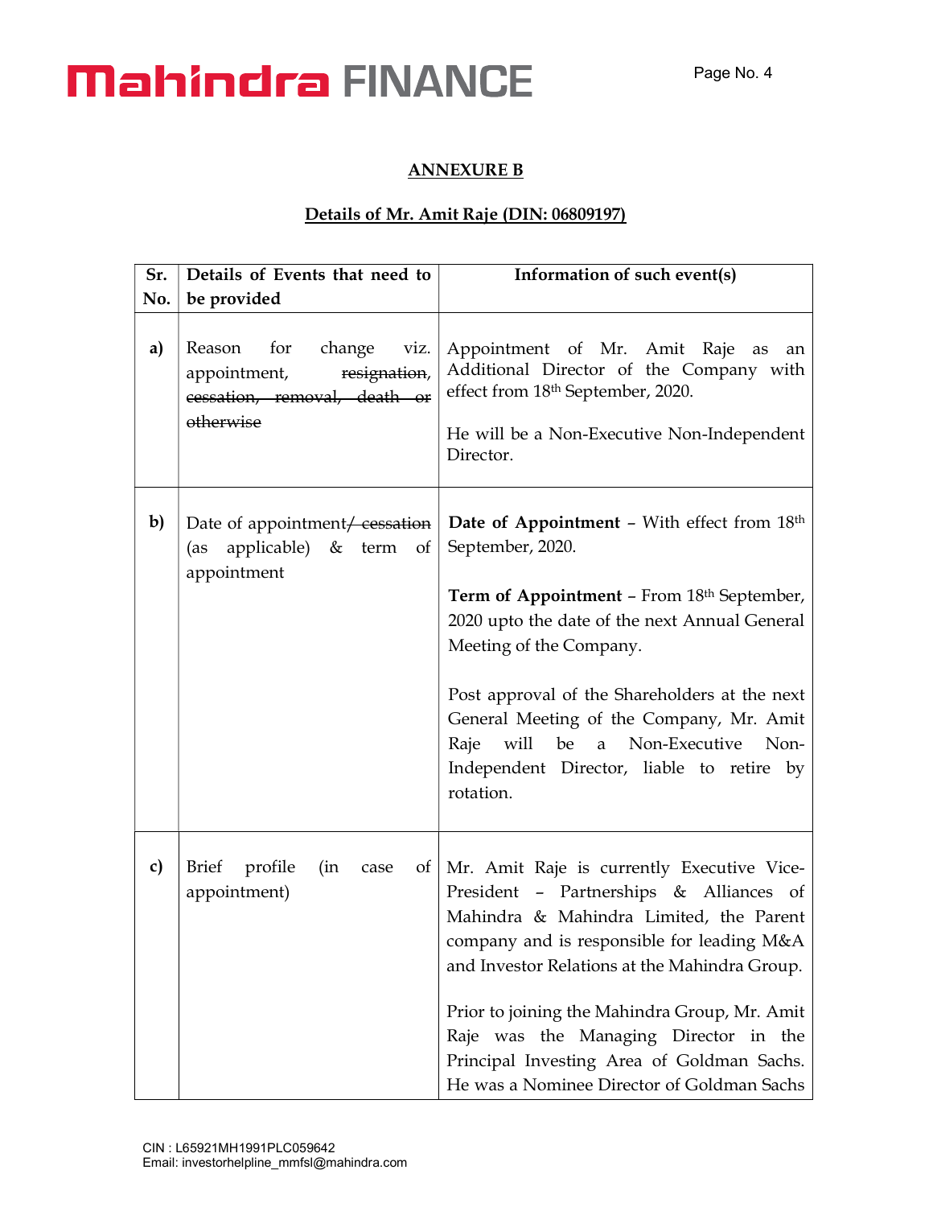## ANNEXURE B

### Details of Mr. Amit Raje (DIN: 06809197)

| Sr. No. | Details of Events that need to be provided | Information of such event(s) |
|---|---|---|
| a) | Reason for change viz. appointment, ~~resignation, cessation, removal, death or otherwise~~ | Appointment of Mr. Amit Raje as an Additional Director of the Company with effect from 18th September, 2020.<br><br>He will be a Non-Executive Non-Independent Director. |
| b) | Date of appointment~~/ cessation~~ (as applicable) & term of appointment | **Date of Appointment** – With effect from 18th September, 2020.<br><br>**Term of Appointment** – From 18th September, 2020 upto the date of the next Annual General Meeting of the Company.<br><br>Post approval of the Shareholders at the next General Meeting of the Company, Mr. Amit Raje will be a Non-Executive Non-Independent Director, liable to retire by rotation. |
| c) | Brief profile (in case of appointment) | Mr. Amit Raje is currently Executive Vice-President – Partnerships & Alliances of Mahindra & Mahindra Limited, the Parent company and is responsible for leading M&A and Investor Relations at the Mahindra Group.<br><br>Prior to joining the Mahindra Group, Mr. Amit Raje was the Managing Director in the Principal Investing Area of Goldman Sachs. He was a Nominee Director of Goldman Sachs |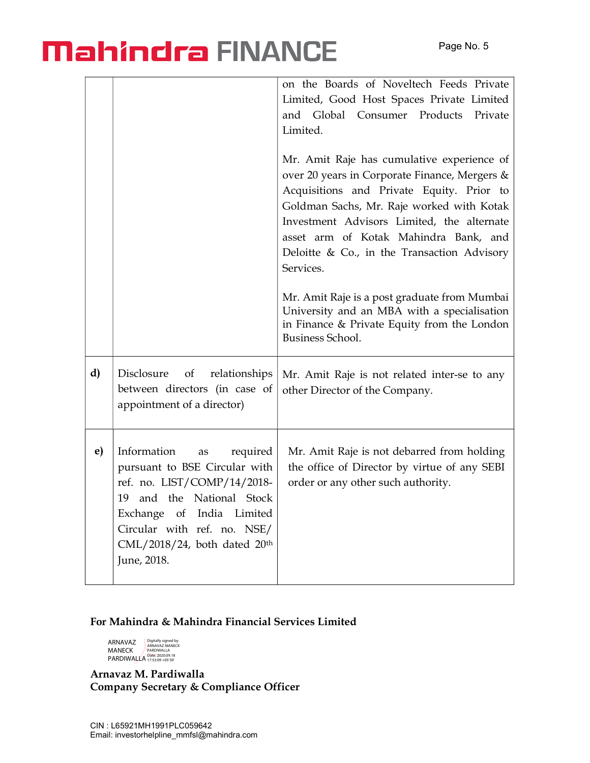| | | |
|---|---|---|
| | | on the Boards of Noveltech Feeds Private Limited, Good Host Spaces Private Limited and Global Consumer Products Private Limited.<br><br>Mr. Amit Raje has cumulative experience of over 20 years in Corporate Finance, Mergers & Acquisitions and Private Equity. Prior to Goldman Sachs, Mr. Raje worked with Kotak Investment Advisors Limited, the alternate asset arm of Kotak Mahindra Bank, and Deloitte & Co., in the Transaction Advisory Services.<br><br>Mr. Amit Raje is a post graduate from Mumbai University and an MBA with a specialisation in Finance & Private Equity from the London Business School. |
| **d)** | Disclosure of relationships between directors (in case of appointment of a director) | Mr. Amit Raje is not related inter-se to any other Director of the Company. |
| **e)** | Information as required pursuant to BSE Circular with ref. no. LIST/COMP/14/2018-19 and the National Stock Exchange of India Limited Circular with ref. no. NSE/ CML/2018/24, both dated 20th June, 2018. | Mr. Amit Raje is not debarred from holding the office of Director by virtue of any SEBI order or any other such authority. |

**For Mahindra & Mahindra Financial Services Limited**

ARNAVAZ MANECK PARDIWALLA — Digitally signed by ARNAVAZ MANECK PARDIWALLA Date: 2020.09.18 17:53:09 +05'30'

**Arnavaz M. Pardiwalla**
**Company Secretary & Compliance Officer**

CIN : L65921MH1991PLC059642
Email: investorhelpline_mmfsl@mahindra.com